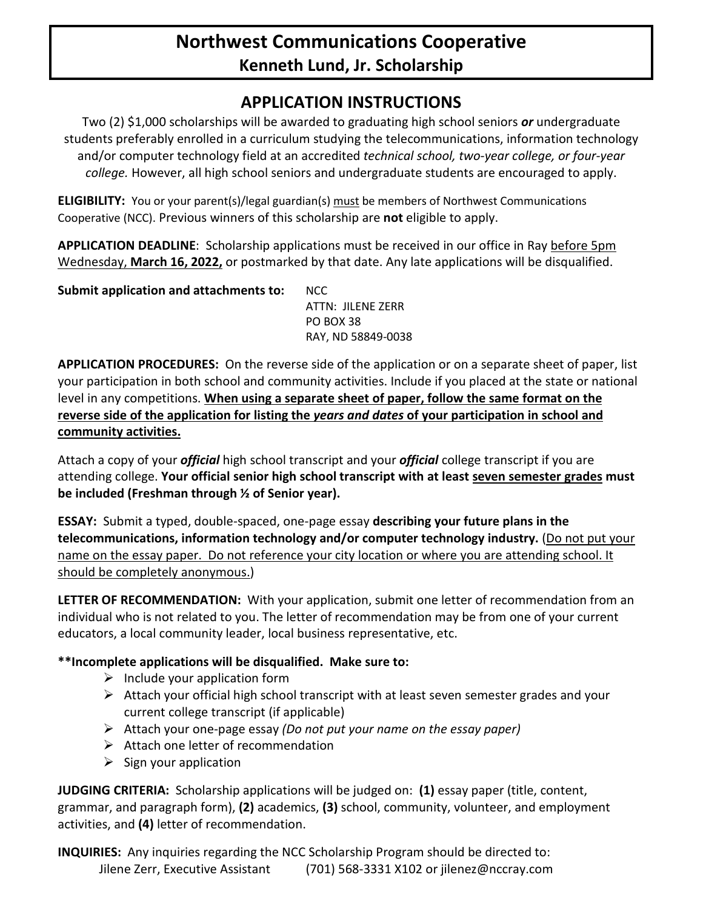# Northwest Communications Cooperative
## Kenneth Lund, Jr. Scholarship

## APPLICATION INSTRUCTIONS

Two (2) $1,000 scholarships will be awarded to graduating high school seniors ***or*** undergraduate students preferably enrolled in a curriculum studying the telecommunications, information technology and/or computer technology field at an accredited *technical school, two-year college, or four-year college.* However, all high school seniors and undergraduate students are encouraged to apply.

**ELIGIBILITY:** You or your parent(s)/legal guardian(s) <u>must</u> be members of Northwest Communications Cooperative (NCC). Previous winners of this scholarship are **not** eligible to apply.

**APPLICATION DEADLINE**: Scholarship applications must be received in our office in Ray <u>before 5pm Wednesday, **March 16, 2022,**</u> or postmarked by that date. Any late applications will be disqualified.

**Submit application and attachments to:**

NCC
ATTN: JILENE ZERR
PO BOX 38
RAY, ND 58849-0038

**APPLICATION PROCEDURES:** On the reverse side of the application or on a separate sheet of paper, list your participation in both school and community activities. Include if you placed at the state or national level in any competitions. <u>**When using a separate sheet of paper, follow the same format on the reverse side of the application for listing the *years and dates* of your participation in school and community activities.**</u>

Attach a copy of your ***official*** high school transcript and your ***official*** college transcript if you are attending college. **Your official senior high school transcript with at least <u>seven semester grades</u> must be included (Freshman through ½ of Senior year).**

**ESSAY:** Submit a typed, double-spaced, one-page essay **describing your future plans in the telecommunications, information technology and/or computer technology industry.** (<u>Do not put your name on the essay paper. Do not reference your city location or where you are attending school. It should be completely anonymous.</u>)

**LETTER OF RECOMMENDATION:** With your application, submit one letter of recommendation from an individual who is not related to you. The letter of recommendation may be from one of your current educators, a local community leader, local business representative, etc.

**\*\*Incomplete applications will be disqualified. Make sure to:**

- Include your application form
- Attach your official high school transcript with at least seven semester grades and your current college transcript (if applicable)
- Attach your one-page essay *(Do not put your name on the essay paper)*
- Attach one letter of recommendation
- Sign your application

**JUDGING CRITERIA:** Scholarship applications will be judged on: **(1)** essay paper (title, content, grammar, and paragraph form), **(2)** academics, **(3)** school, community, volunteer, and employment activities, and **(4)** letter of recommendation.

**INQUIRIES:** Any inquiries regarding the NCC Scholarship Program should be directed to:
Jilene Zerr, Executive Assistant (701) 568-3331 X102 or jilenez@nccray.com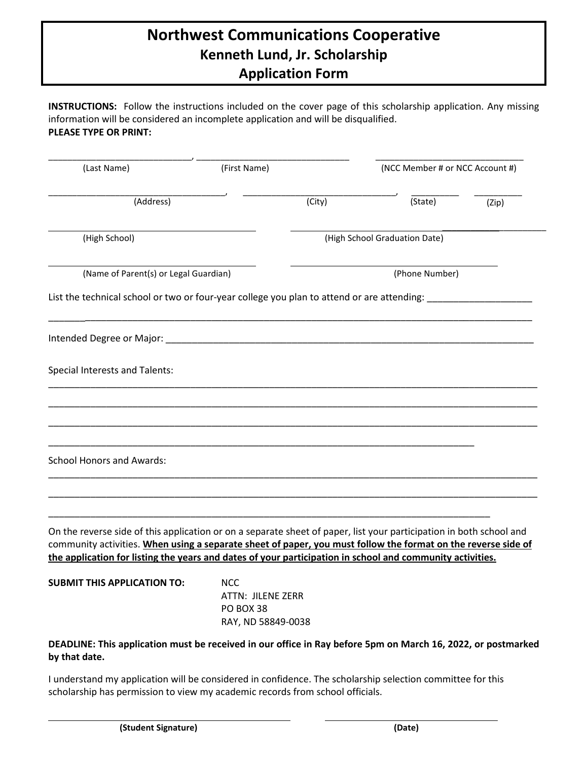# Northwest Communications Cooperative
## Kenneth Lund, Jr. Scholarship
## Application Form

**INSTRUCTIONS:** Follow the instructions included on the cover page of this scholarship application. Any missing information will be considered an incomplete application and will be disqualified.
**PLEASE TYPE OR PRINT:**

____________________________, ______________________________ ____________________________
(Last Name) (First Name) (NCC Member # or NCC Account #)

__________________________________, ______________________________, __________ __________
(Address) (City) (State) (Zip)

______________________________________ ______________________________________
(High School) (High School Graduation Date)

______________________________________ ______________________________________
(Name of Parent(s) or Legal Guardian) (Phone Number)

List the technical school or two or four-year college you plan to attend or are attending: ____________________

______________________________________________________________________________________

Intended Degree or Major: ______________________________________________________________________

Special Interests and Talents:

______________________________________________________________________________________

______________________________________________________________________________________

______________________________________________________________________________________

______________________________________________________________________________

School Honors and Awards:

______________________________________________________________________________________

______________________________________________________________________________________

______________________________________________________________________________

On the reverse side of this application or on a separate sheet of paper, list your participation in both school and community activities. **<u>When using a separate sheet of paper, you must follow the format on the reverse side of the application for listing the years and dates of your participation in school and community activities.</u>**

**SUBMIT THIS APPLICATION TO:**

NCC
ATTN: JILENE ZERR
PO BOX 38
RAY, ND 58849-0038

**DEADLINE: This application must be received in our office in Ray before 5pm on March 16, 2022, or postmarked by that date.**

I understand my application will be considered in confidence. The scholarship selection committee for this scholarship has permission to view my academic records from school officials.

______________________________________ ______________________________
**(Student Signature)** **(Date)**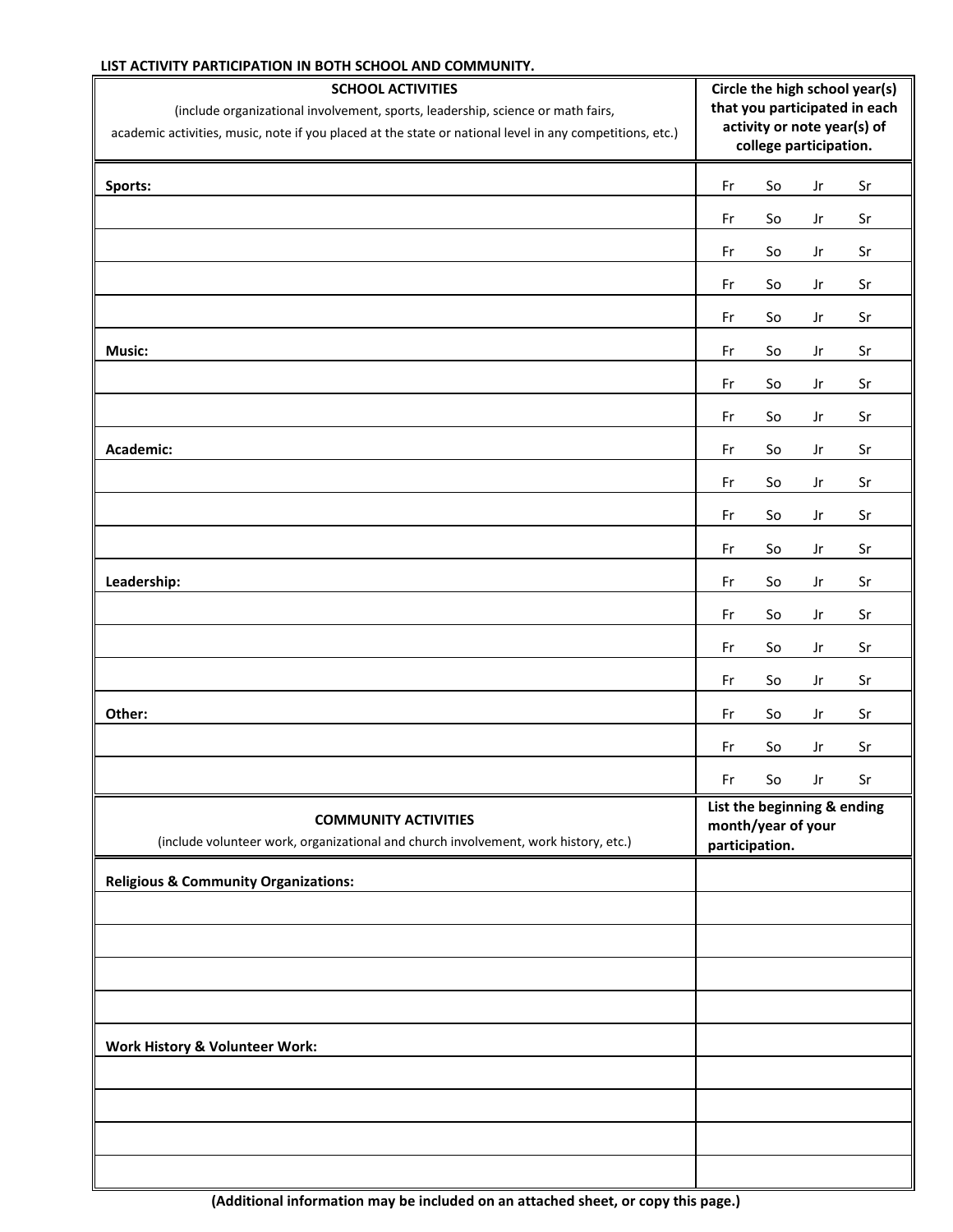**LIST ACTIVITY PARTICIPATION IN BOTH SCHOOL AND COMMUNITY.**

| **SCHOOL ACTIVITIES** (include organizational involvement, sports, leadership, science or math fairs, academic activities, music, note if you placed at the state or national level in any competitions, etc.) | **Circle the high school year(s) that you participated in each activity or note year(s) of college participation.** |
|---|---|
| **Sports:** | Fr So Jr Sr |
| | Fr So Jr Sr |
| | Fr So Jr Sr |
| | Fr So Jr Sr |
| | Fr So Jr Sr |
| **Music:** | Fr So Jr Sr |
| | Fr So Jr Sr |
| | Fr So Jr Sr |
| **Academic:** | Fr So Jr Sr |
| | Fr So Jr Sr |
| | Fr So Jr Sr |
| | Fr So Jr Sr |
| **Leadership:** | Fr So Jr Sr |
| | Fr So Jr Sr |
| | Fr So Jr Sr |
| | Fr So Jr Sr |
| **Other:** | Fr So Jr Sr |
| | Fr So Jr Sr |
| | Fr So Jr Sr |

| **COMMUNITY ACTIVITIES** (include volunteer work, organizational and church involvement, work history, etc.) | **List the beginning & ending month/year of your participation.** |
|---|---|
| **Religious & Community Organizations:** | |
| | |
| | |
| | |
| | |
| **Work History & Volunteer Work:** | |
| | |
| | |
| | |
| | |

**(Additional information may be included on an attached sheet, or copy this page.)**